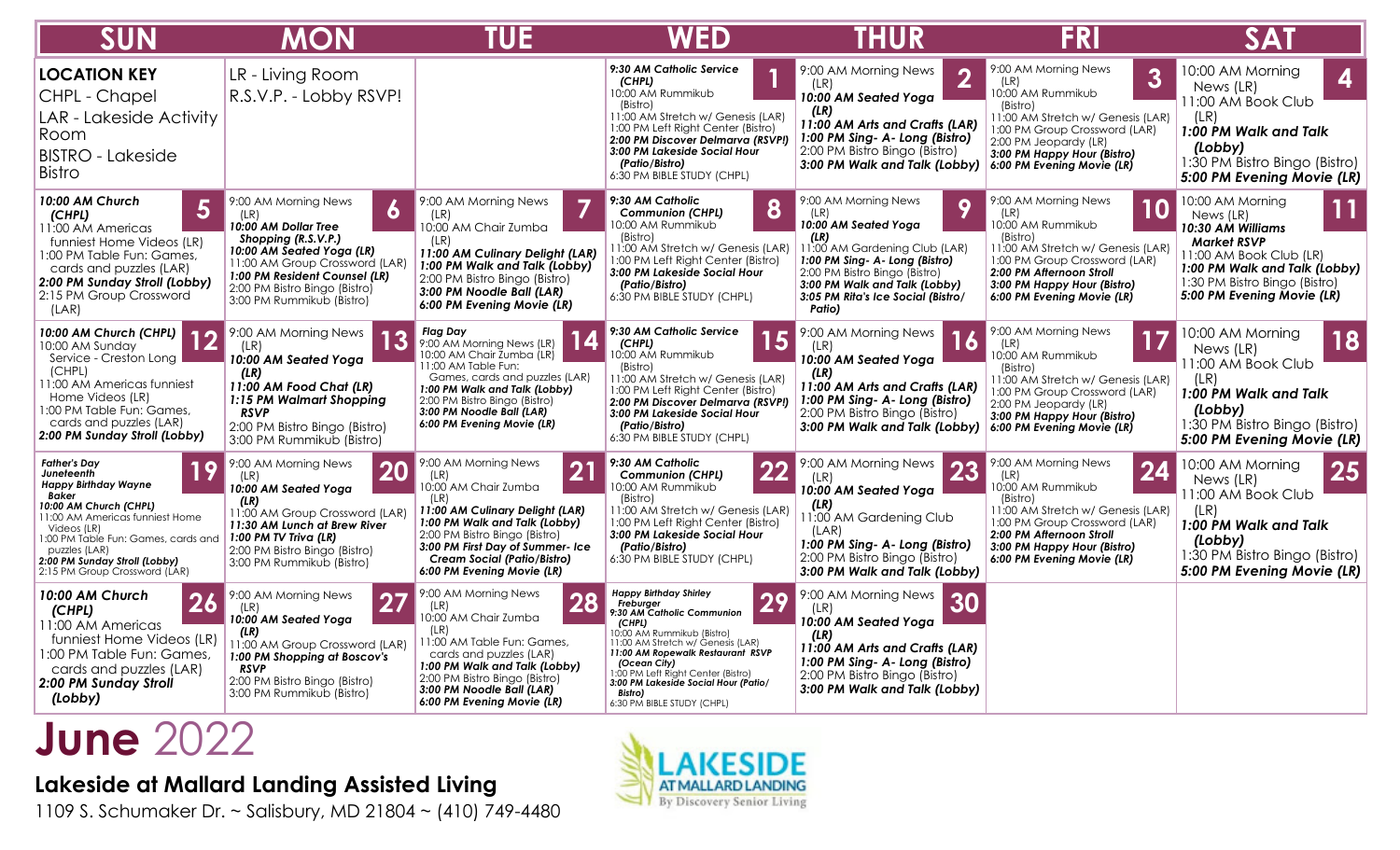# June 2022

## Lakeside at Mallard Landing Assisted Living

1109 S. Schumaker Dr. ~ Salisbury, MD 21804 ~ (410) 749-4480

| SUN | MON | TUE | WED | THUR | FRI | SAT |
|---|---|---|---|---|---|---|
| **LOCATION KEY**<br>CHPL - Chapel<br>LAR - Lakeside Activity Room<br>BISTRO - Lakeside Bistro | LR - Living Room<br>R.S.V.P. - Lobby RSVP! | | **1**<br>***9:30 AM Catholic Service (CHPL)***<br>10:00 AM Rummikub (Bistro)<br>11:00 AM Stretch w/ Genesis (LAR)<br>1:00 PM Left Right Center (Bistro)<br>***2:00 PM Discover Delmarva (RSVP!)***<br>***3:00 PM Lakeside Social Hour (Patio/Bistro)***<br>6:30 PM BIBLE STUDY (CHPL) | **2**<br>9:00 AM Morning News (LR)<br>***10:00 AM Seated Yoga (LR)***<br>***11:00 AM Arts and Crafts (LAR)***<br>***1:00 PM Sing- A- Long (Bistro)***<br>2:00 PM Bistro Bingo (Bistro)<br>***3:00 PM Walk and Talk (Lobby)*** | **3**<br>9:00 AM Morning News (LR)<br>10:00 AM Rummikub (Bistro)<br>11:00 AM Stretch w/ Genesis (LAR)<br>1:00 PM Group Crossword (LAR)<br>2:00 PM Jeopardy (LR)<br>***3:00 PM Happy Hour (Bistro)***<br>***6:00 PM Evening Movie (LR)*** | **4**<br>10:00 AM Morning News (LR)<br>11:00 AM Book Club (LR)<br>***1:00 PM Walk and Talk (Lobby)***<br>1:30 PM Bistro Bingo (Bistro)<br>***5:00 PM Evening Movie (LR)*** |
| **5**<br>***10:00 AM Church (CHPL)***<br>11:00 AM Americas funniest Home Videos (LR)<br>1:00 PM Table Fun: Games, cards and puzzles (LAR)<br>***2:00 PM Sunday Stroll (Lobby)***<br>2:15 PM Group Crossword (LAR) | **6**<br>9:00 AM Morning News (LR)<br>***10:00 AM Dollar Tree Shopping (R.S.V.P.)***<br>***10:00 AM Seated Yoga (LR)***<br>11:00 AM Group Crossword (LAR)<br>***1:00 PM Resident Counsel (LR)***<br>2:00 PM Bistro Bingo (Bistro)<br>3:00 PM Rummikub (Bistro) | **7**<br>9:00 AM Morning News (LR)<br>10:00 AM Chair Zumba (LR)<br>***11:00 AM Culinary Delight (LAR)***<br>***1:00 PM Walk and Talk (Lobby)***<br>2:00 PM Bistro Bingo (Bistro)<br>***3:00 PM Noodle Ball (LAR)***<br>***6:00 PM Evening Movie (LR)*** | **8**<br>***9:30 AM Catholic Communion (CHPL)***<br>10:00 AM Rummikub (Bistro)<br>11:00 AM Stretch w/ Genesis (LAR)<br>1:00 PM Left Right Center (Bistro)<br>***3:00 PM Lakeside Social Hour (Patio/Bistro)***<br>6:30 PM BIBLE STUDY (CHPL) | **9**<br>9:00 AM Morning News (LR)<br>***10:00 AM Seated Yoga (LR)***<br>11:00 AM Gardening Club (LAR)<br>***1:00 PM Sing- A- Long (Bistro)***<br>2:00 PM Bistro Bingo (Bistro)<br>***3:00 PM Walk and Talk (Lobby)***<br>***3:05 PM Rita's Ice Social (Bistro/ Patio)*** | **10**<br>9:00 AM Morning News (LR)<br>10:00 AM Rummikub (Bistro)<br>11:00 AM Stretch w/ Genesis (LAR)<br>1:00 PM Group Crossword (LAR)<br>***2:00 PM Afternoon Stroll***<br>***3:00 PM Happy Hour (Bistro)***<br>***6:00 PM Evening Movie (LR)*** | **11**<br>10:00 AM Morning News (LR)<br>***10:30 AM Williams Market RSVP***<br>11:00 AM Book Club (LR)<br>***1:00 PM Walk and Talk (Lobby)***<br>1:30 PM Bistro Bingo (Bistro)<br>***5:00 PM Evening Movie (LR)*** |
| **12**<br>***10:00 AM Church (CHPL)***<br>10:00 AM Sunday Service - Creston Long (CHPL)<br>11:00 AM Americas funniest Home Videos (LR)<br>1:00 PM Table Fun: Games, cards and puzzles (LAR)<br>***2:00 PM Sunday Stroll (Lobby)*** | **13**<br>9:00 AM Morning News (LR)<br>***10:00 AM Seated Yoga (LR)***<br>***11:00 AM Food Chat (LR)***<br>***1:15 PM Walmart Shopping RSVP***<br>2:00 PM Bistro Bingo (Bistro)<br>3:00 PM Rummikub (Bistro) | **14**<br>***Flag Day***<br>9:00 AM Morning News (LR)<br>10:00 AM Chair Zumba (LR)<br>11:00 AM Table Fun: Games, cards and puzzles (LAR)<br>***1:00 PM Walk and Talk (Lobby)***<br>2:00 PM Bistro Bingo (Bistro)<br>***3:00 PM Noodle Ball (LAR)***<br>***6:00 PM Evening Movie (LR)*** | **15**<br>***9:30 AM Catholic Service (CHPL)***<br>10:00 AM Rummikub (Bistro)<br>11:00 AM Stretch w/ Genesis (LAR)<br>1:00 PM Left Right Center (Bistro)<br>***2:00 PM Discover Delmarva (RSVP!)***<br>***3:00 PM Lakeside Social Hour (Patio/Bistro)***<br>6:30 PM BIBLE STUDY (CHPL) | **16**<br>9:00 AM Morning News (LR)<br>***10:00 AM Seated Yoga (LR)***<br>***11:00 AM Arts and Crafts (LAR)***<br>***1:00 PM Sing- A- Long (Bistro)***<br>2:00 PM Bistro Bingo (Bistro)<br>***3:00 PM Walk and Talk (Lobby)*** | **17**<br>9:00 AM Morning News (LR)<br>10:00 AM Rummikub (Bistro)<br>11:00 AM Stretch w/ Genesis (LAR)<br>1:00 PM Group Crossword (LAR)<br>2:00 PM Jeopardy (LR)<br>***3:00 PM Happy Hour (Bistro)***<br>***6:00 PM Evening Movie (LR)*** | **18**<br>10:00 AM Morning News (LR)<br>11:00 AM Book Club (LR)<br>***1:00 PM Walk and Talk (Lobby)***<br>1:30 PM Bistro Bingo (Bistro)<br>***5:00 PM Evening Movie (LR)*** |
| **19**<br>***Father's Day***<br>***Juneteenth***<br>***Happy Birthday Wayne Baker***<br>***10:00 AM Church (CHPL)***<br>11:00 AM Americas funniest Home Videos (LR)<br>1:00 PM Table Fun: Games, cards and puzzles (LAR)<br>***2:00 PM Sunday Stroll (Lobby)***<br>2:15 PM Group Crossword (LAR) | **20**<br>9:00 AM Morning News (LR)<br>***10:00 AM Seated Yoga (LR)***<br>11:00 AM Group Crossword (LAR)<br>***11:30 AM Lunch at Brew River***<br>***1:00 PM TV Triva (LR)***<br>2:00 PM Bistro Bingo (Bistro)<br>3:00 PM Rummikub (Bistro) | **21**<br>9:00 AM Morning News (LR)<br>10:00 AM Chair Zumba (LR)<br>***11:00 AM Culinary Delight (LAR)***<br>***1:00 PM Walk and Talk (Lobby)***<br>2:00 PM Bistro Bingo (Bistro)<br>***3:00 PM First Day of Summer- Ice Cream Social (Patio/Bistro)***<br>***6:00 PM Evening Movie (LR)*** | **22**<br>***9:30 AM Catholic Communion (CHPL)***<br>10:00 AM Rummikub (Bistro)<br>11:00 AM Stretch w/ Genesis (LAR)<br>1:00 PM Left Right Center (Bistro)<br>***3:00 PM Lakeside Social Hour (Patio/Bistro)***<br>6:30 PM BIBLE STUDY (CHPL) | **23**<br>9:00 AM Morning News (LR)<br>***10:00 AM Seated Yoga (LR)***<br>11:00 AM Gardening Club (LAR)<br>***1:00 PM Sing- A- Long (Bistro)***<br>2:00 PM Bistro Bingo (Bistro)<br>***3:00 PM Walk and Talk (Lobby)*** | **24**<br>9:00 AM Morning News (LR)<br>10:00 AM Rummikub (Bistro)<br>11:00 AM Stretch w/ Genesis (LAR)<br>1:00 PM Group Crossword (LAR)<br>***2:00 PM Afternoon Stroll***<br>***3:00 PM Happy Hour (Bistro)***<br>***6:00 PM Evening Movie (LR)*** | **25**<br>10:00 AM Morning News (LR)<br>11:00 AM Book Club (LR)<br>***1:00 PM Walk and Talk (Lobby)***<br>1:30 PM Bistro Bingo (Bistro)<br>***5:00 PM Evening Movie (LR)*** |
| **26**<br>***10:00 AM Church (CHPL)***<br>11:00 AM Americas funniest Home Videos (LR)<br>1:00 PM Table Fun: Games, cards and puzzles (LAR)<br>***2:00 PM Sunday Stroll (Lobby)*** | **27**<br>9:00 AM Morning News (LR)<br>***10:00 AM Seated Yoga (LR)***<br>11:00 AM Group Crossword (LAR)<br>***1:00 PM Shopping at Boscov's RSVP***<br>2:00 PM Bistro Bingo (Bistro)<br>3:00 PM Rummikub (Bistro) | **28**<br>9:00 AM Morning News (LR)<br>10:00 AM Chair Zumba (LR)<br>11:00 AM Table Fun: Games, cards and puzzles (LAR)<br>***1:00 PM Walk and Talk (Lobby)***<br>2:00 PM Bistro Bingo (Bistro)<br>***3:00 PM Noodle Ball (LAR)***<br>***6:00 PM Evening Movie (LR)*** | **29**<br>***Happy Birthday Shirley Freburger***<br>***9:30 AM Catholic Communion (CHPL)***<br>10:00 AM Rummikub (Bistro)<br>11:00 AM Stretch w/ Genesis (LAR)<br>***11:00 AM Ropewalk Restaurant RSVP (Ocean City)***<br>1:00 PM Left Right Center (Bistro)<br>***3:00 PM Lakeside Social Hour (Patio/ Bistro)***<br>6:30 PM BIBLE STUDY (CHPL) | **30**<br>9:00 AM Morning News (LR)<br>***10:00 AM Seated Yoga (LR)***<br>***11:00 AM Arts and Crafts (LAR)***<br>***1:00 PM Sing- A- Long (Bistro)***<br>2:00 PM Bistro Bingo (Bistro)<br>***3:00 PM Walk and Talk (Lobby)*** | | |

LAKESIDE AT MALLARD LANDING
By Discovery Senior Living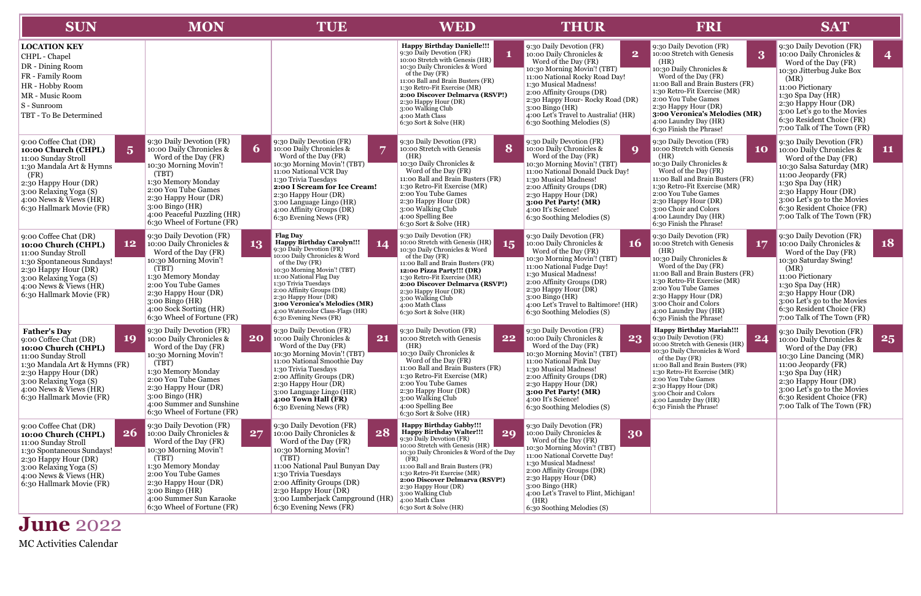# June 2022

MC Activities Calendar

| SUN | MON | TUE | WED | THUR | FRI | SAT |
| --- | --- | --- | --- | --- | --- | --- |
| **LOCATION KEY**<br>CHPL - Chapel<br>DR - Dining Room<br>FR - Family Room<br>HR - Hobby Room<br>MR - Music Room<br>S - Sunroom<br>TBT - To Be Determined | | | **1**<br>**Happy Birthday Danielle!!!**<br>9:30 Daily Devotion (FR)<br>10:00 Stretch with Genesis (HR)<br>10:30 Daily Chronicles & Word of the Day (FR)<br>11:00 Ball and Brain Busters (FR)<br>1:30 Retro-Fit Exercise (MR)<br>**2:00 Discover Delmarva (RSVP!)**<br>2:30 Happy Hour (DR)<br>3:00 Walking Club<br>4:00 Math Class<br>6:30 Sort & Solve (HR) | **2**<br>9:30 Daily Devotion (FR)<br>10:00 Daily Chronicles & Word of the Day (FR)<br>10:30 Morning Movin'! (TBT)<br>11:00 National Rocky Road Day!<br>1:30 Musical Madness!<br>2:00 Affinity Groups (DR)<br>2:30 Happy Hour- Rocky Road (DR)<br>3:00 Bingo (HR)<br>4:00 Let's Travel to Australia! (HR)<br>6:30 Soothing Melodies (S) | **3**<br>9:30 Daily Devotion (FR)<br>10:00 Stretch with Genesis (HR)<br>10:30 Daily Chronicles & Word of the Day (FR)<br>11:00 Ball and Brain Busters (FR)<br>1:30 Retro-Fit Exercise (MR)<br>2:00 You Tube Games<br>2:30 Happy Hour (DR)<br>**3:00 Veronica's Melodies (MR)**<br>4:00 Laundry Day (HR)<br>6:30 Finish the Phrase! | **4**<br>9:30 Daily Devotion (FR)<br>10:00 Daily Chronicles & Word of the Day (FR)<br>10:30 Jitterbug Juke Box (MR)<br>11:00 Pictionary<br>1:30 Spa Day (HR)<br>2:30 Happy Hour (DR)<br>3:00 Let's go to the Movies<br>6:30 Resident Choice (FR)<br>7:00 Talk of The Town (FR) |
| **5**<br>9:00 Coffee Chat (DR)<br>**10:00 Church (CHPL)**<br>11:00 Sunday Stroll<br>1:30 Mandala Art & Hymns (FR)<br>2:30 Happy Hour (DR)<br>3:00 Relaxing Yoga (S)<br>4:00 News & Views (HR)<br>6:30 Hallmark Movie (FR) | **6**<br>9:30 Daily Devotion (FR)<br>10:00 Daily Chronicles & Word of the Day (FR)<br>10:30 Morning Movin'! (TBT)<br>1:30 Memory Monday<br>2:00 You Tube Games<br>2:30 Happy Hour (DR)<br>3:00 Bingo (HR)<br>4:00 Peaceful Puzzling (HR)<br>6:30 Wheel of Fortune (FR) | **7**<br>9:30 Daily Devotion (FR)<br>10:00 Daily Chronicles & Word of the Day (FR)<br>10:30 Morning Movin'! (TBT)<br>11:00 National VCR Day<br>1:30 Trivia Tuesdays<br>**2:00 I Scream for Ice Cream!**<br>2:30 Happy Hour (DR)<br>3:00 Language Lingo (HR)<br>4:00 Affinity Groups (DR)<br>6:30 Evening News (FR) | **8**<br>9:30 Daily Devotion (FR)<br>10:00 Stretch with Genesis (HR)<br>10:30 Daily Chronicles & Word of the Day (FR)<br>11:00 Ball and Brain Busters (FR)<br>1:30 Retro-Fit Exercise (MR)<br>2:00 You Tube Games<br>2:30 Happy Hour (DR)<br>3:00 Walking Club<br>4:00 Spelling Bee<br>6:30 Sort & Solve (HR) | **9**<br>9:30 Daily Devotion (FR)<br>10:00 Daily Chronicles & Word of the Day (FR)<br>10:30 Morning Movin'! (TBT)<br>11:00 National Donald Duck Day!<br>1:30 Musical Madness!<br>2:00 Affinity Groups (DR)<br>2:30 Happy Hour (DR)<br>**3:00 Pet Party! (MR)**<br>4:00 It's Science!<br>6:30 Soothing Melodies (S) | **10**<br>9:30 Daily Devotion (FR)<br>10:00 Stretch with Genesis (HR)<br>10:30 Daily Chronicles & Word of the Day (FR)<br>11:00 Ball and Brain Busters (FR)<br>1:30 Retro-Fit Exercise (MR)<br>2:00 You Tube Games<br>2:30 Happy Hour (DR)<br>3:00 Choir and Colors<br>4:00 Laundry Day (HR)<br>6:30 Finish the Phrase! | **11**<br>9:30 Daily Devotion (FR)<br>10:00 Daily Chronicles & Word of the Day (FR)<br>10:30 Salsa Saturday (MR)<br>11:00 Jeopardy (FR)<br>1:30 Spa Day (HR)<br>2:30 Happy Hour (DR)<br>3:00 Let's go to the Movies<br>6:30 Resident Choice (FR)<br>7:00 Talk of The Town (FR) |
| **12**<br>9:00 Coffee Chat (DR)<br>**10:00 Church (CHPL)**<br>11:00 Sunday Stroll<br>1:30 Spontaneous Sundays!<br>2:30 Happy Hour (DR)<br>3:00 Relaxing Yoga (S)<br>4:00 News & Views (HR)<br>6:30 Hallmark Movie (FR) | **13**<br>9:30 Daily Devotion (FR)<br>10:00 Daily Chronicles & Word of the Day (FR)<br>10:30 Morning Movin'! (TBT)<br>1:30 Memory Monday<br>2:00 You Tube Games<br>2:30 Happy Hour (DR)<br>3:00 Bingo (HR)<br>4:00 Sock Sorting (HR)<br>6:30 Wheel of Fortune (FR) | **14**<br>**Flag Day**<br>**Happy Birthday Carolyn!!!**<br>9:30 Daily Devotion (FR)<br>10:00 Daily Chronicles & Word of the Day (FR)<br>10:30 Morning Movin'! (TBT)<br>11:00 National Flag Day<br>1:30 Trivia Tuesdays<br>2:00 Affinity Groups (DR)<br>2:30 Happy Hour (DR)<br>**3:00 Veronica's Melodies (MR)**<br>4:00 Watercolor Class-Flags (HR)<br>6:30 Evening News (FR) | **15**<br>9:30 Daily Devotion (FR)<br>10:00 Stretch with Genesis (HR)<br>10:30 Daily Chronicles & Word of the Day (FR)<br>11:00 Ball and Brain Busters (FR)<br>**12:00 Pizza Party!!! (DR)**<br>1:30 Retro-Fit Exercise (MR)<br>**2:00 Discover Delmarva (RSVP!)**<br>2:30 Happy Hour (DR)<br>3:00 Walking Club<br>4:00 Math Class<br>6:30 Sort & Solve (HR) | **16**<br>9:30 Daily Devotion (FR)<br>10:00 Daily Chronicles & Word of the Day (FR)<br>10:30 Morning Movin'! (TBT)<br>11:00 National Fudge Day!<br>1:30 Musical Madness!<br>2:00 Affinity Groups (DR)<br>2:30 Happy Hour (DR)<br>3:00 Bingo (HR)<br>4:00 Let's Travel to Baltimore! (HR)<br>6:30 Soothing Melodies (S) | **17**<br>9:30 Daily Devotion (FR)<br>10:00 Stretch with Genesis (HR)<br>10:30 Daily Chronicles & Word of the Day (FR)<br>11:00 Ball and Brain Busters (FR)<br>1:30 Retro-Fit Exercise (MR)<br>2:00 You Tube Games<br>2:30 Happy Hour (DR)<br>3:00 Choir and Colors<br>4:00 Laundry Day (HR)<br>6:30 Finish the Phrase! | **18**<br>9:30 Daily Devotion (FR)<br>10:00 Daily Chronicles & Word of the Day (FR)<br>10:30 Saturday Swing! (MR)<br>11:00 Pictionary<br>1:30 Spa Day (HR)<br>2:30 Happy Hour (DR)<br>3:00 Let's go to the Movies<br>6:30 Resident Choice (FR)<br>7:00 Talk of The Town (FR) |
| **19**<br>**Father's Day**<br>9:00 Coffee Chat (DR)<br>**10:00 Church (CHPL)**<br>11:00 Sunday Stroll<br>1:30 Mandala Art & Hymns (FR)<br>2:30 Happy Hour (DR)<br>3:00 Relaxing Yoga (S)<br>4:00 News & Views (HR)<br>6:30 Hallmark Movie (FR) | **20**<br>9:30 Daily Devotion (FR)<br>10:00 Daily Chronicles & Word of the Day (FR)<br>10:30 Morning Movin'! (TBT)<br>1:30 Memory Monday<br>2:00 You Tube Games<br>2:30 Happy Hour (DR)<br>3:00 Bingo (HR)<br>4:00 Summer and Sunshine<br>6:30 Wheel of Fortune (FR) | **21**<br>9:30 Daily Devotion (FR)<br>10:00 Daily Chronicles & Word of the Day (FR)<br>10:30 Morning Movin'! (TBT)<br>11:00 National Smoothie Day<br>1:30 Trivia Tuesdays<br>2:00 Affinity Groups (DR)<br>2:30 Happy Hour (DR)<br>3:00 Language Lingo (HR)<br>**4:00 Town Hall (FR)**<br>6:30 Evening News (FR) | **22**<br>9:30 Daily Devotion (FR)<br>10:00 Stretch with Genesis (HR)<br>10:30 Daily Chronicles & Word of the Day (FR)<br>11:00 Ball and Brain Busters (FR)<br>1:30 Retro-Fit Exercise (MR)<br>2:00 You Tube Games<br>2:30 Happy Hour (DR)<br>3:00 Walking Club<br>4:00 Spelling Bee<br>6:30 Sort & Solve (HR) | **23**<br>9:30 Daily Devotion (FR)<br>10:00 Daily Chronicles & Word of the Day (FR)<br>10:30 Morning Movin'! (TBT)<br>11:00 National Pink Day<br>1:30 Musical Madness!<br>2:00 Affinity Groups (DR)<br>2:30 Happy Hour (DR)<br>**3:00 Pet Party! (MR)**<br>4:00 It's Science!<br>6:30 Soothing Melodies (S) | **24**<br>**Happy Birthday Mariah!!!**<br>9:30 Daily Devotion (FR)<br>10:00 Stretch with Genesis (HR)<br>10:30 Daily Chronicles & Word of the Day (FR)<br>11:00 Ball and Brain Busters (FR)<br>1:30 Retro-Fit Exercise (MR)<br>2:00 You Tube Games<br>2:30 Happy Hour (DR)<br>3:00 Choir and Colors<br>4:00 Laundry Day (HR)<br>6:30 Finish the Phrase! | **25**<br>9:30 Daily Devotion (FR)<br>10:00 Daily Chronicles & Word of the Day (FR)<br>10:30 Line Dancing (MR)<br>11:00 Jeopardy (FR)<br>1:30 Spa Day (HR)<br>2:30 Happy Hour (DR)<br>3:00 Let's go to the Movies<br>6:30 Resident Choice (FR)<br>7:00 Talk of The Town (FR) |
| **26**<br>9:00 Coffee Chat (DR)<br>**10:00 Church (CHPL)**<br>11:00 Sunday Stroll<br>1:30 Spontaneous Sundays!<br>2:30 Happy Hour (DR)<br>3:00 Relaxing Yoga (S)<br>4:00 News & Views (HR)<br>6:30 Hallmark Movie (FR) | **27**<br>9:30 Daily Devotion (FR)<br>10:00 Daily Chronicles & Word of the Day (FR)<br>10:30 Morning Movin'! (TBT)<br>1:30 Memory Monday<br>2:00 You Tube Games<br>2:30 Happy Hour (DR)<br>3:00 Bingo (HR)<br>4:00 Summer Sun Karaoke<br>6:30 Wheel of Fortune (FR) | **28**<br>9:30 Daily Devotion (FR)<br>10:00 Daily Chronicles & Word of the Day (FR)<br>10:30 Morning Movin'! (TBT)<br>11:00 National Paul Bunyan Day<br>1:30 Trivia Tuesdays<br>2:00 Affinity Groups (DR)<br>2:30 Happy Hour (DR)<br>3:00 Lumberjack Campground (HR)<br>6:30 Evening News (FR) | **29**<br>**Happy Birthday Gabby!!!**<br>**Happy Birthday Walter!!!**<br>9:30 Daily Devotion (FR)<br>10:00 Stretch with Genesis (HR)<br>10:30 Daily Chronicles & Word of the Day (FR)<br>11:00 Ball and Brain Busters (FR)<br>1:30 Retro-Fit Exercise (MR)<br>**2:00 Discover Delmarva (RSVP!)**<br>2:30 Happy Hour (DR)<br>3:00 Walking Club<br>4:00 Math Class<br>6:30 Sort & Solve (HR) | **30**<br>9:30 Daily Devotion (FR)<br>10:00 Daily Chronicles & Word of the Day (FR)<br>10:30 Morning Movin'! (TBT)<br>11:00 National Corvette Day!<br>1:30 Musical Madness!<br>2:00 Affinity Groups (DR)<br>2:30 Happy Hour (DR)<br>3:00 Bingo (HR)<br>4:00 Let's Travel to Flint, Michigan! (HR)<br>6:30 Soothing Melodies (S) | | |